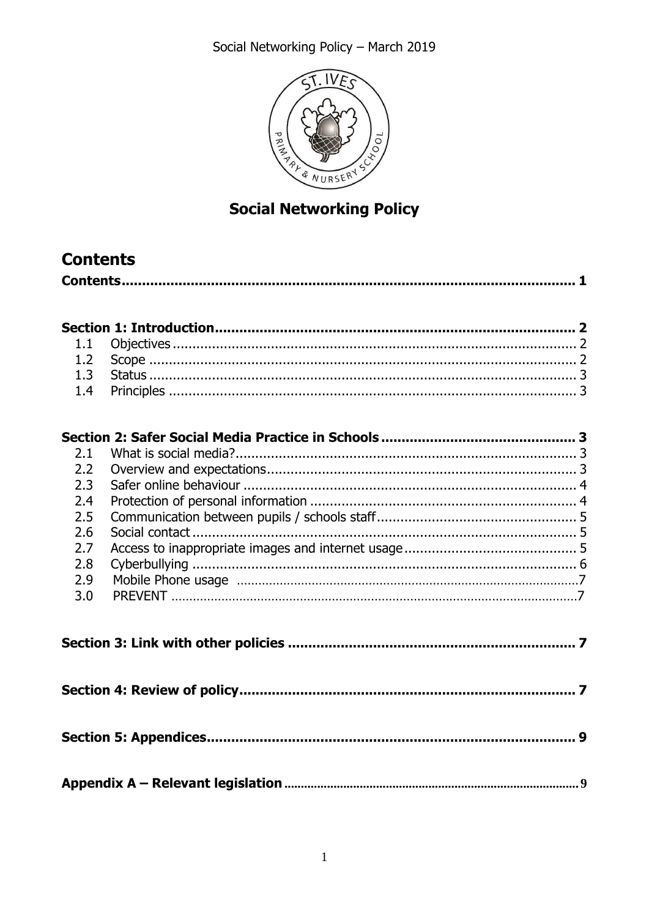# Social Networking Policy

## Contents

**Contents ..... 1**

**Section 1: Introduction ..... 2**

- 1.1 Objectives ..... 2
- 1.2 Scope ..... 2
- 1.3 Status ..... 3
- 1.4 Principles ..... 3

**Section 2: Safer Social Media Practice in Schools ..... 3**

- 2.1 What is social media? ..... 3
- 2.2 Overview and expectations ..... 3
- 2.3 Safer online behaviour ..... 4
- 2.4 Protection of personal information ..... 4
- 2.5 Communication between pupils / schools staff ..... 5
- 2.6 Social contact ..... 5
- 2.7 Access to inappropriate images and internet usage ..... 5
- 2.8 Cyberbullying ..... 6
- 2.9 Mobile Phone usage ..... 7
- 3.0 PREVENT ..... 7

**Section 3: Link with other policies ..... 7**

**Section 4: Review of policy ..... 7**

**Section 5: Appendices ..... 9**

**Appendix A – Relevant legislation ..... 9**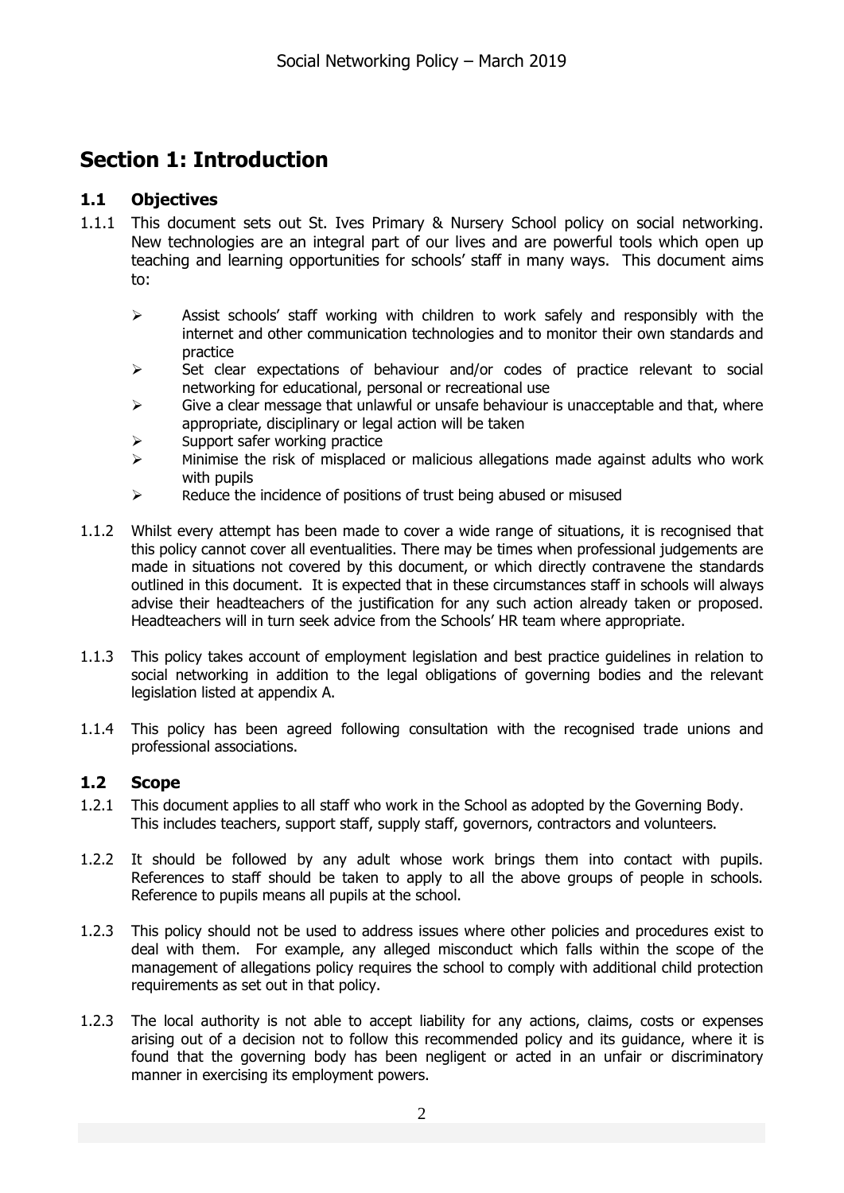# Section 1: Introduction

## 1.1 Objectives

1.1.1 This document sets out St. Ives Primary & Nursery School policy on social networking. New technologies are an integral part of our lives and are powerful tools which open up teaching and learning opportunities for schools' staff in many ways. This document aims to:

- Assist schools' staff working with children to work safely and responsibly with the internet and other communication technologies and to monitor their own standards and practice
- Set clear expectations of behaviour and/or codes of practice relevant to social networking for educational, personal or recreational use
- Give a clear message that unlawful or unsafe behaviour is unacceptable and that, where appropriate, disciplinary or legal action will be taken
- Support safer working practice
- Minimise the risk of misplaced or malicious allegations made against adults who work with pupils
- Reduce the incidence of positions of trust being abused or misused

1.1.2 Whilst every attempt has been made to cover a wide range of situations, it is recognised that this policy cannot cover all eventualities. There may be times when professional judgements are made in situations not covered by this document, or which directly contravene the standards outlined in this document. It is expected that in these circumstances staff in schools will always advise their headteachers of the justification for any such action already taken or proposed. Headteachers will in turn seek advice from the Schools' HR team where appropriate.

1.1.3 This policy takes account of employment legislation and best practice guidelines in relation to social networking in addition to the legal obligations of governing bodies and the relevant legislation listed at appendix A.

1.1.4 This policy has been agreed following consultation with the recognised trade unions and professional associations.

## 1.2 Scope

1.2.1 This document applies to all staff who work in the School as adopted by the Governing Body. This includes teachers, support staff, supply staff, governors, contractors and volunteers.

1.2.2 It should be followed by any adult whose work brings them into contact with pupils. References to staff should be taken to apply to all the above groups of people in schools. Reference to pupils means all pupils at the school.

1.2.3 This policy should not be used to address issues where other policies and procedures exist to deal with them. For example, any alleged misconduct which falls within the scope of the management of allegations policy requires the school to comply with additional child protection requirements as set out in that policy.

1.2.3 The local authority is not able to accept liability for any actions, claims, costs or expenses arising out of a decision not to follow this recommended policy and its guidance, where it is found that the governing body has been negligent or acted in an unfair or discriminatory manner in exercising its employment powers.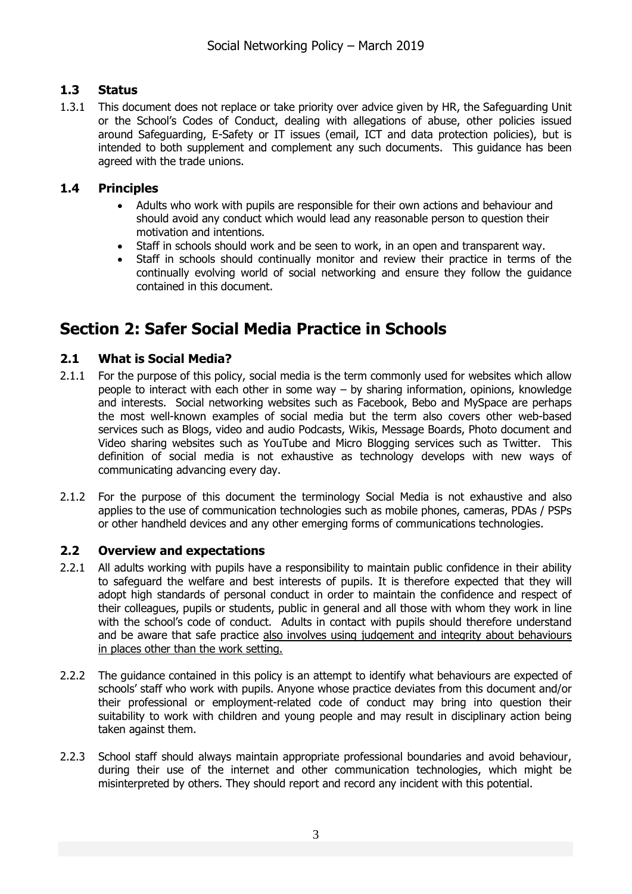### 1.3 Status

1.3.1 This document does not replace or take priority over advice given by HR, the Safeguarding Unit or the School's Codes of Conduct, dealing with allegations of abuse, other policies issued around Safeguarding, E-Safety or IT issues (email, ICT and data protection policies), but is intended to both supplement and complement any such documents. This guidance has been agreed with the trade unions.

### 1.4 Principles

- Adults who work with pupils are responsible for their own actions and behaviour and should avoid any conduct which would lead any reasonable person to question their motivation and intentions.
- Staff in schools should work and be seen to work, in an open and transparent way.
- Staff in schools should continually monitor and review their practice in terms of the continually evolving world of social networking and ensure they follow the guidance contained in this document.

## Section 2: Safer Social Media Practice in Schools

### 2.1 What is Social Media?

2.1.1 For the purpose of this policy, social media is the term commonly used for websites which allow people to interact with each other in some way – by sharing information, opinions, knowledge and interests. Social networking websites such as Facebook, Bebo and MySpace are perhaps the most well-known examples of social media but the term also covers other web-based services such as Blogs, video and audio Podcasts, Wikis, Message Boards, Photo document and Video sharing websites such as YouTube and Micro Blogging services such as Twitter. This definition of social media is not exhaustive as technology develops with new ways of communicating advancing every day.

2.1.2 For the purpose of this document the terminology Social Media is not exhaustive and also applies to the use of communication technologies such as mobile phones, cameras, PDAs / PSPs or other handheld devices and any other emerging forms of communications technologies.

### 2.2 Overview and expectations

2.2.1 All adults working with pupils have a responsibility to maintain public confidence in their ability to safeguard the welfare and best interests of pupils. It is therefore expected that they will adopt high standards of personal conduct in order to maintain the confidence and respect of their colleagues, pupils or students, public in general and all those with whom they work in line with the school's code of conduct. Adults in contact with pupils should therefore understand and be aware that safe practice <u>also involves using judgement and integrity about behaviours in places other than the work setting.</u>

2.2.2 The guidance contained in this policy is an attempt to identify what behaviours are expected of schools' staff who work with pupils. Anyone whose practice deviates from this document and/or their professional or employment-related code of conduct may bring into question their suitability to work with children and young people and may result in disciplinary action being taken against them.

2.2.3 School staff should always maintain appropriate professional boundaries and avoid behaviour, during their use of the internet and other communication technologies, which might be misinterpreted by others. They should report and record any incident with this potential.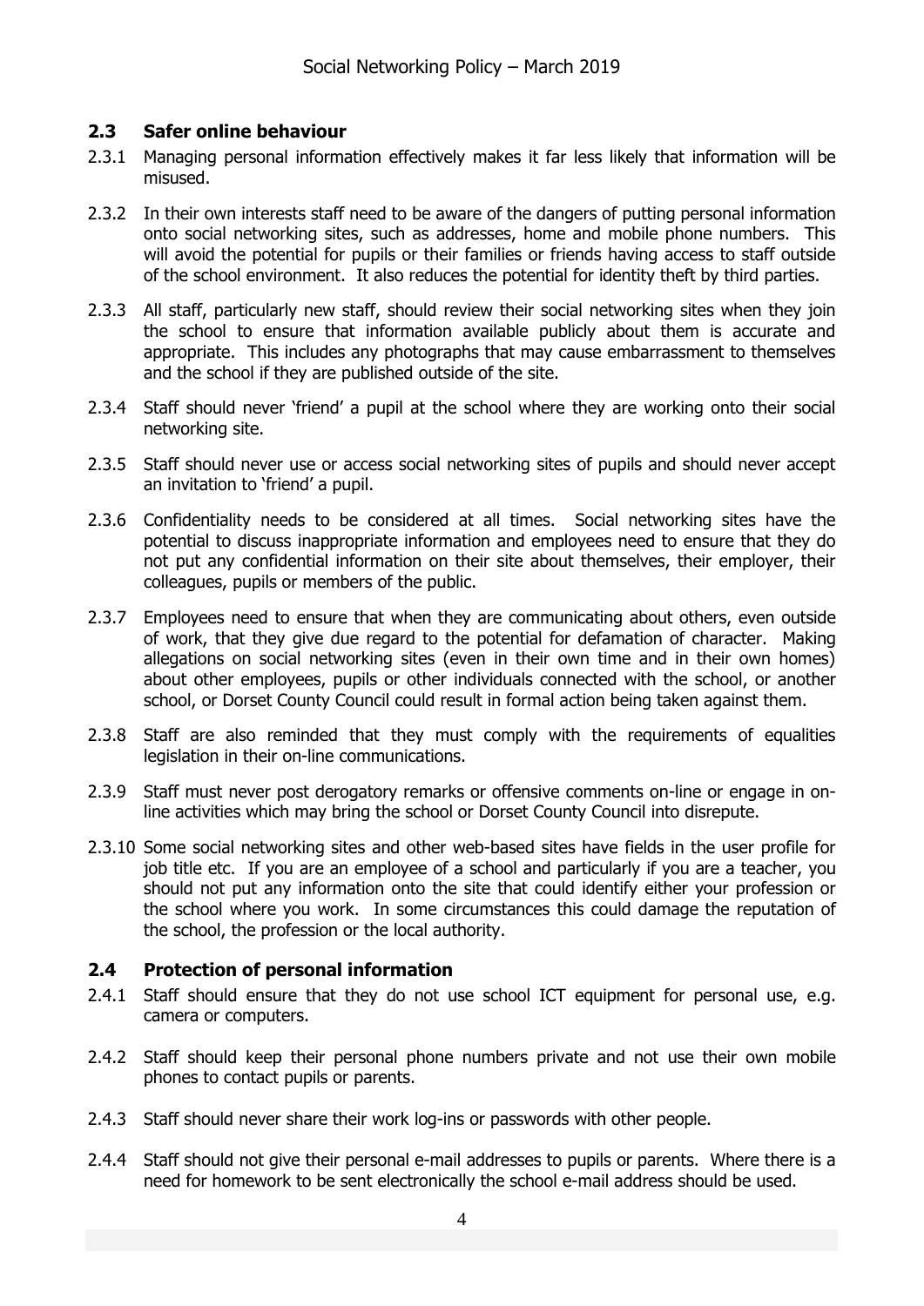### 2.3 Safer online behaviour

2.3.1 Managing personal information effectively makes it far less likely that information will be misused.

2.3.2 In their own interests staff need to be aware of the dangers of putting personal information onto social networking sites, such as addresses, home and mobile phone numbers. This will avoid the potential for pupils or their families or friends having access to staff outside of the school environment. It also reduces the potential for identity theft by third parties.

2.3.3 All staff, particularly new staff, should review their social networking sites when they join the school to ensure that information available publicly about them is accurate and appropriate. This includes any photographs that may cause embarrassment to themselves and the school if they are published outside of the site.

2.3.4 Staff should never 'friend' a pupil at the school where they are working onto their social networking site.

2.3.5 Staff should never use or access social networking sites of pupils and should never accept an invitation to 'friend' a pupil.

2.3.6 Confidentiality needs to be considered at all times. Social networking sites have the potential to discuss inappropriate information and employees need to ensure that they do not put any confidential information on their site about themselves, their employer, their colleagues, pupils or members of the public.

2.3.7 Employees need to ensure that when they are communicating about others, even outside of work, that they give due regard to the potential for defamation of character. Making allegations on social networking sites (even in their own time and in their own homes) about other employees, pupils or other individuals connected with the school, or another school, or Dorset County Council could result in formal action being taken against them.

2.3.8 Staff are also reminded that they must comply with the requirements of equalities legislation in their on-line communications.

2.3.9 Staff must never post derogatory remarks or offensive comments on-line or engage in on-line activities which may bring the school or Dorset County Council into disrepute.

2.3.10 Some social networking sites and other web-based sites have fields in the user profile for job title etc. If you are an employee of a school and particularly if you are a teacher, you should not put any information onto the site that could identify either your profession or the school where you work. In some circumstances this could damage the reputation of the school, the profession or the local authority.

### 2.4 Protection of personal information

2.4.1 Staff should ensure that they do not use school ICT equipment for personal use, e.g. camera or computers.

2.4.2 Staff should keep their personal phone numbers private and not use their own mobile phones to contact pupils or parents.

2.4.3 Staff should never share their work log-ins or passwords with other people.

2.4.4 Staff should not give their personal e-mail addresses to pupils or parents. Where there is a need for homework to be sent electronically the school e-mail address should be used.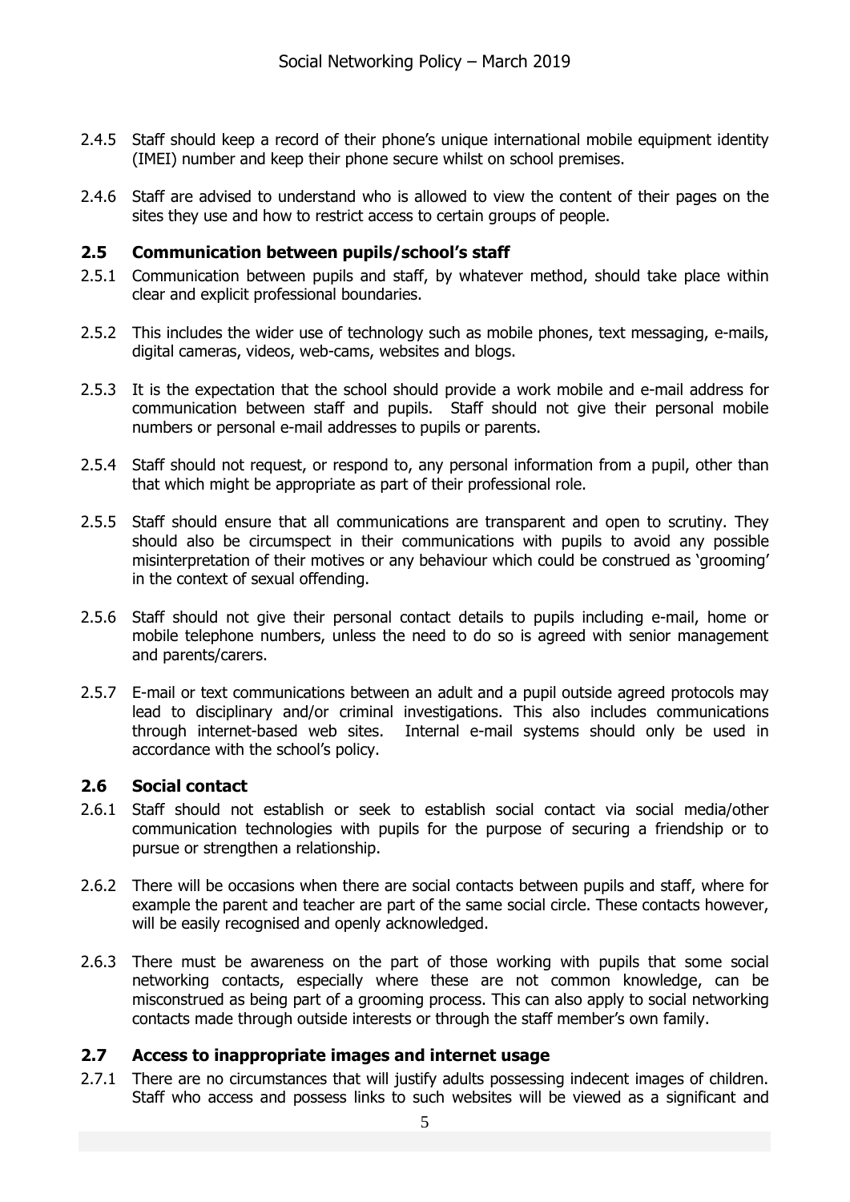2.4.5 Staff should keep a record of their phone's unique international mobile equipment identity (IMEI) number and keep their phone secure whilst on school premises.

2.4.6 Staff are advised to understand who is allowed to view the content of their pages on the sites they use and how to restrict access to certain groups of people.

### 2.5 Communication between pupils/school's staff

2.5.1 Communication between pupils and staff, by whatever method, should take place within clear and explicit professional boundaries.

2.5.2 This includes the wider use of technology such as mobile phones, text messaging, e-mails, digital cameras, videos, web-cams, websites and blogs.

2.5.3 It is the expectation that the school should provide a work mobile and e-mail address for communication between staff and pupils. Staff should not give their personal mobile numbers or personal e-mail addresses to pupils or parents.

2.5.4 Staff should not request, or respond to, any personal information from a pupil, other than that which might be appropriate as part of their professional role.

2.5.5 Staff should ensure that all communications are transparent and open to scrutiny. They should also be circumspect in their communications with pupils to avoid any possible misinterpretation of their motives or any behaviour which could be construed as 'grooming' in the context of sexual offending.

2.5.6 Staff should not give their personal contact details to pupils including e-mail, home or mobile telephone numbers, unless the need to do so is agreed with senior management and parents/carers.

2.5.7 E-mail or text communications between an adult and a pupil outside agreed protocols may lead to disciplinary and/or criminal investigations. This also includes communications through internet-based web sites. Internal e-mail systems should only be used in accordance with the school's policy.

### 2.6 Social contact

2.6.1 Staff should not establish or seek to establish social contact via social media/other communication technologies with pupils for the purpose of securing a friendship or to pursue or strengthen a relationship.

2.6.2 There will be occasions when there are social contacts between pupils and staff, where for example the parent and teacher are part of the same social circle. These contacts however, will be easily recognised and openly acknowledged.

2.6.3 There must be awareness on the part of those working with pupils that some social networking contacts, especially where these are not common knowledge, can be misconstrued as being part of a grooming process. This can also apply to social networking contacts made through outside interests or through the staff member's own family.

### 2.7 Access to inappropriate images and internet usage

2.7.1 There are no circumstances that will justify adults possessing indecent images of children. Staff who access and possess links to such websites will be viewed as a significant and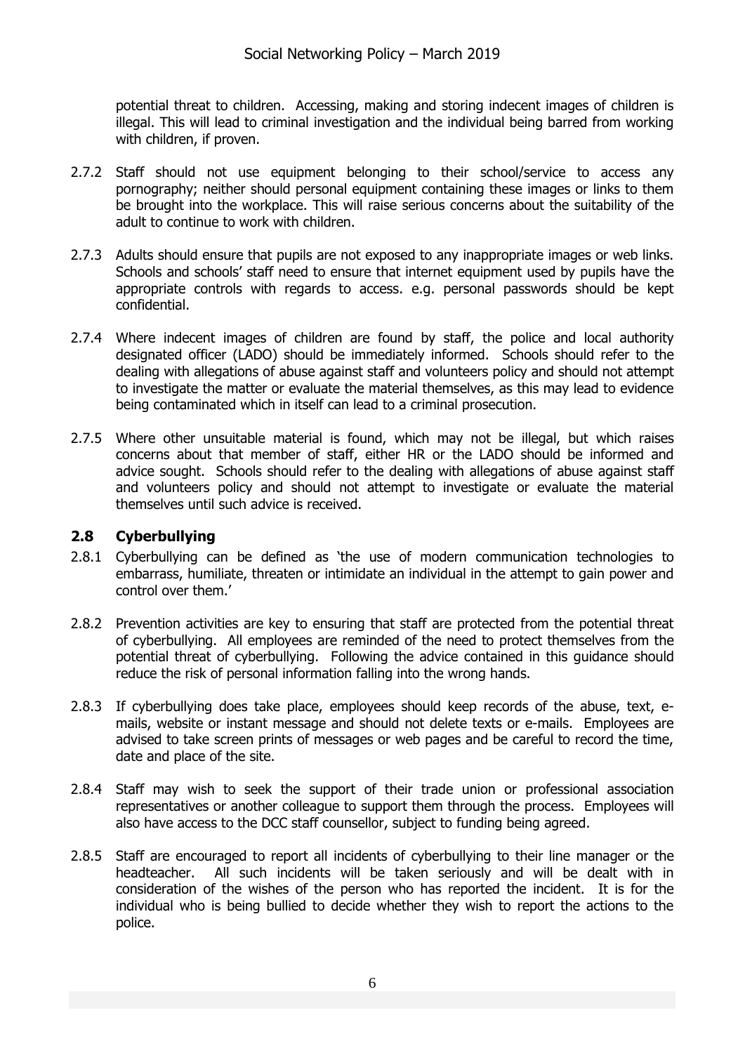potential threat to children. Accessing, making and storing indecent images of children is illegal. This will lead to criminal investigation and the individual being barred from working with children, if proven.

2.7.2 Staff should not use equipment belonging to their school/service to access any pornography; neither should personal equipment containing these images or links to them be brought into the workplace. This will raise serious concerns about the suitability of the adult to continue to work with children.

2.7.3 Adults should ensure that pupils are not exposed to any inappropriate images or web links. Schools and schools' staff need to ensure that internet equipment used by pupils have the appropriate controls with regards to access. e.g. personal passwords should be kept confidential.

2.7.4 Where indecent images of children are found by staff, the police and local authority designated officer (LADO) should be immediately informed. Schools should refer to the dealing with allegations of abuse against staff and volunteers policy and should not attempt to investigate the matter or evaluate the material themselves, as this may lead to evidence being contaminated which in itself can lead to a criminal prosecution.

2.7.5 Where other unsuitable material is found, which may not be illegal, but which raises concerns about that member of staff, either HR or the LADO should be informed and advice sought. Schools should refer to the dealing with allegations of abuse against staff and volunteers policy and should not attempt to investigate or evaluate the material themselves until such advice is received.

## 2.8 Cyberbullying

2.8.1 Cyberbullying can be defined as 'the use of modern communication technologies to embarrass, humiliate, threaten or intimidate an individual in the attempt to gain power and control over them.'

2.8.2 Prevention activities are key to ensuring that staff are protected from the potential threat of cyberbullying. All employees are reminded of the need to protect themselves from the potential threat of cyberbullying. Following the advice contained in this guidance should reduce the risk of personal information falling into the wrong hands.

2.8.3 If cyberbullying does take place, employees should keep records of the abuse, text, e-mails, website or instant message and should not delete texts or e-mails. Employees are advised to take screen prints of messages or web pages and be careful to record the time, date and place of the site.

2.8.4 Staff may wish to seek the support of their trade union or professional association representatives or another colleague to support them through the process. Employees will also have access to the DCC staff counsellor, subject to funding being agreed.

2.8.5 Staff are encouraged to report all incidents of cyberbullying to their line manager or the headteacher. All such incidents will be taken seriously and will be dealt with in consideration of the wishes of the person who has reported the incident. It is for the individual who is being bullied to decide whether they wish to report the actions to the police.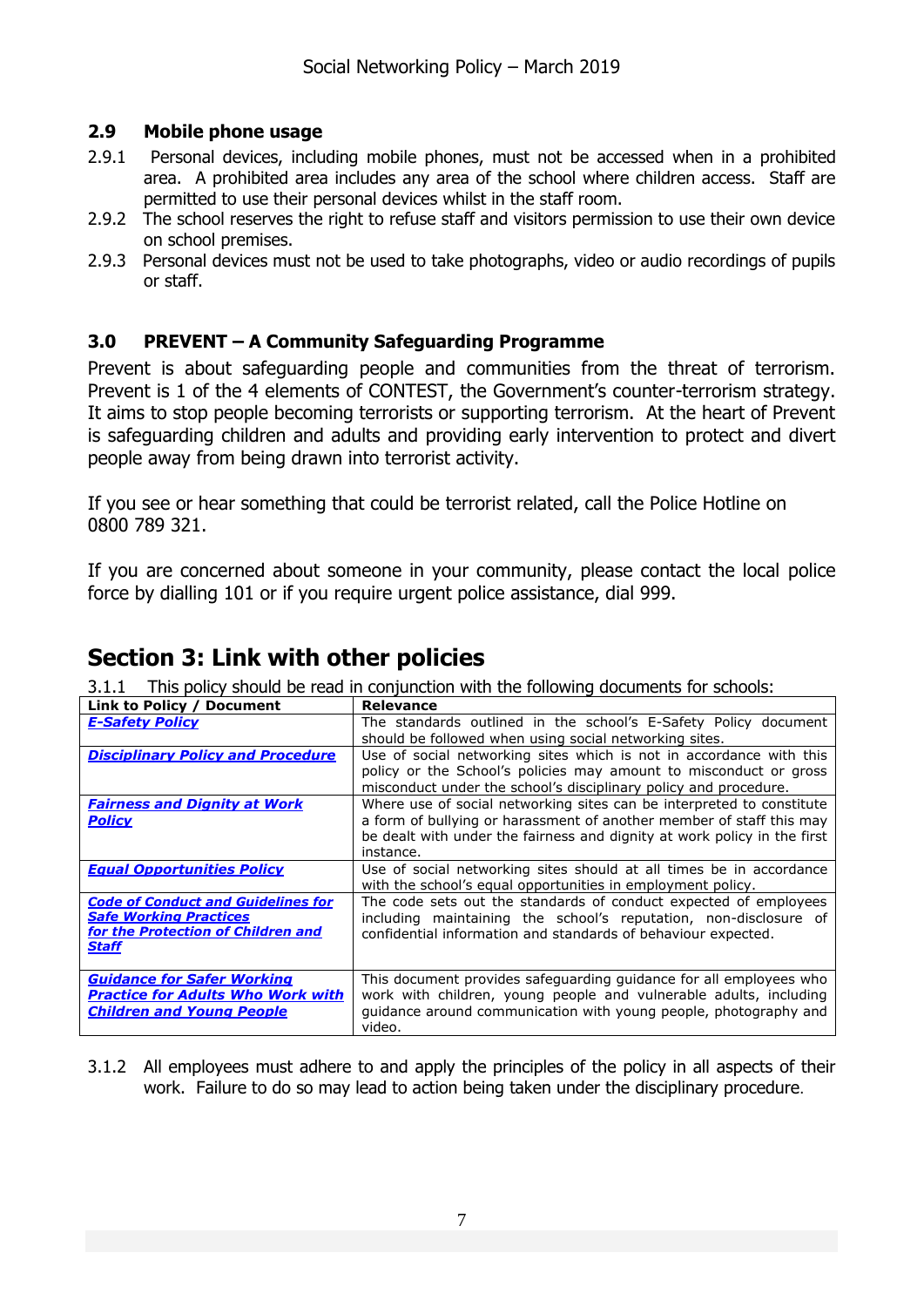### 2.9 Mobile phone usage

2.9.1 Personal devices, including mobile phones, must not be accessed when in a prohibited area. A prohibited area includes any area of the school where children access. Staff are permitted to use their personal devices whilst in the staff room.

2.9.2 The school reserves the right to refuse staff and visitors permission to use their own device on school premises.

2.9.3 Personal devices must not be used to take photographs, video or audio recordings of pupils or staff.

### 3.0 PREVENT – A Community Safeguarding Programme

Prevent is about safeguarding people and communities from the threat of terrorism. Prevent is 1 of the 4 elements of CONTEST, the Government's counter-terrorism strategy. It aims to stop people becoming terrorists or supporting terrorism. At the heart of Prevent is safeguarding children and adults and providing early intervention to protect and divert people away from being drawn into terrorist activity.

If you see or hear something that could be terrorist related, call the Police Hotline on 0800 789 321.

If you are concerned about someone in your community, please contact the local police force by dialling 101 or if you require urgent police assistance, dial 999.

## Section 3: Link with other policies

3.1.1 This policy should be read in conjunction with the following documents for schools:

| Link to Policy / Document | Relevance |
|---|---|
| ***E-Safety Policy*** | The standards outlined in the school's E-Safety Policy document should be followed when using social networking sites. |
| ***Disciplinary Policy and Procedure*** | Use of social networking sites which is not in accordance with this policy or the School's policies may amount to misconduct or gross misconduct under the school's disciplinary policy and procedure. |
| ***Fairness and Dignity at Work Policy*** | Where use of social networking sites can be interpreted to constitute a form of bullying or harassment of another member of staff this may be dealt with under the fairness and dignity at work policy in the first instance. |
| ***Equal Opportunities Policy*** | Use of social networking sites should at all times be in accordance with the school's equal opportunities in employment policy. |
| ***Code of Conduct and Guidelines for Safe Working Practices for the Protection of Children and Staff*** | The code sets out the standards of conduct expected of employees including maintaining the school's reputation, non-disclosure of confidential information and standards of behaviour expected. |
| ***Guidance for Safer Working Practice for Adults Who Work with Children and Young People*** | This document provides safeguarding guidance for all employees who work with children, young people and vulnerable adults, including guidance around communication with young people, photography and video. |

3.1.2 All employees must adhere to and apply the principles of the policy in all aspects of their work. Failure to do so may lead to action being taken under the disciplinary procedure.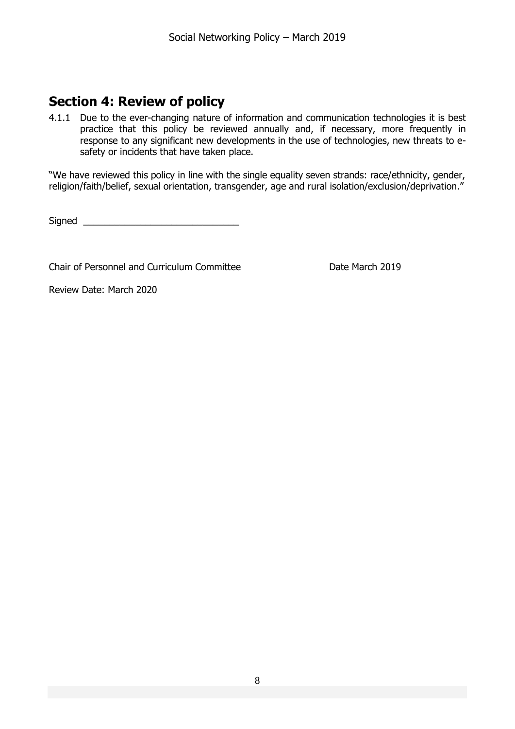## Section 4: Review of policy

4.1.1 Due to the ever-changing nature of information and communication technologies it is best practice that this policy be reviewed annually and, if necessary, more frequently in response to any significant new developments in the use of technologies, new threats to e-safety or incidents that have taken place.

"We have reviewed this policy in line with the single equality seven strands: race/ethnicity, gender, religion/faith/belief, sexual orientation, transgender, age and rural isolation/exclusion/deprivation."

Signed ______________________________

Chair of Personnel and Curriculum Committee          Date March 2019

Review Date: March 2020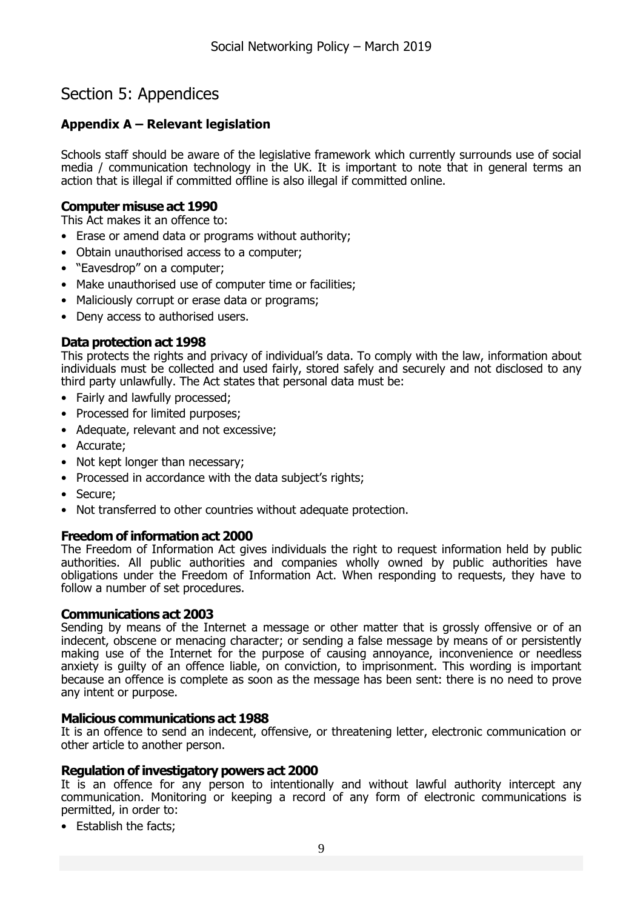# Section 5: Appendices

## Appendix A – Relevant legislation

Schools staff should be aware of the legislative framework which currently surrounds use of social media / communication technology in the UK. It is important to note that in general terms an action that is illegal if committed offline is also illegal if committed online.

### Computer misuse act 1990

This Act makes it an offence to:

- Erase or amend data or programs without authority;
- Obtain unauthorised access to a computer;
- "Eavesdrop" on a computer;
- Make unauthorised use of computer time or facilities;
- Maliciously corrupt or erase data or programs;
- Deny access to authorised users.

### Data protection act 1998

This protects the rights and privacy of individual's data. To comply with the law, information about individuals must be collected and used fairly, stored safely and securely and not disclosed to any third party unlawfully. The Act states that personal data must be:

- Fairly and lawfully processed;
- Processed for limited purposes;
- Adequate, relevant and not excessive;
- Accurate;
- Not kept longer than necessary;
- Processed in accordance with the data subject's rights;
- Secure;
- Not transferred to other countries without adequate protection.

### Freedom of information act 2000

The Freedom of Information Act gives individuals the right to request information held by public authorities. All public authorities and companies wholly owned by public authorities have obligations under the Freedom of Information Act. When responding to requests, they have to follow a number of set procedures.

### Communications act 2003

Sending by means of the Internet a message or other matter that is grossly offensive or of an indecent, obscene or menacing character; or sending a false message by means of or persistently making use of the Internet for the purpose of causing annoyance, inconvenience or needless anxiety is guilty of an offence liable, on conviction, to imprisonment. This wording is important because an offence is complete as soon as the message has been sent: there is no need to prove any intent or purpose.

### Malicious communications act 1988

It is an offence to send an indecent, offensive, or threatening letter, electronic communication or other article to another person.

### Regulation of investigatory powers act 2000

It is an offence for any person to intentionally and without lawful authority intercept any communication. Monitoring or keeping a record of any form of electronic communications is permitted, in order to:

- Establish the facts;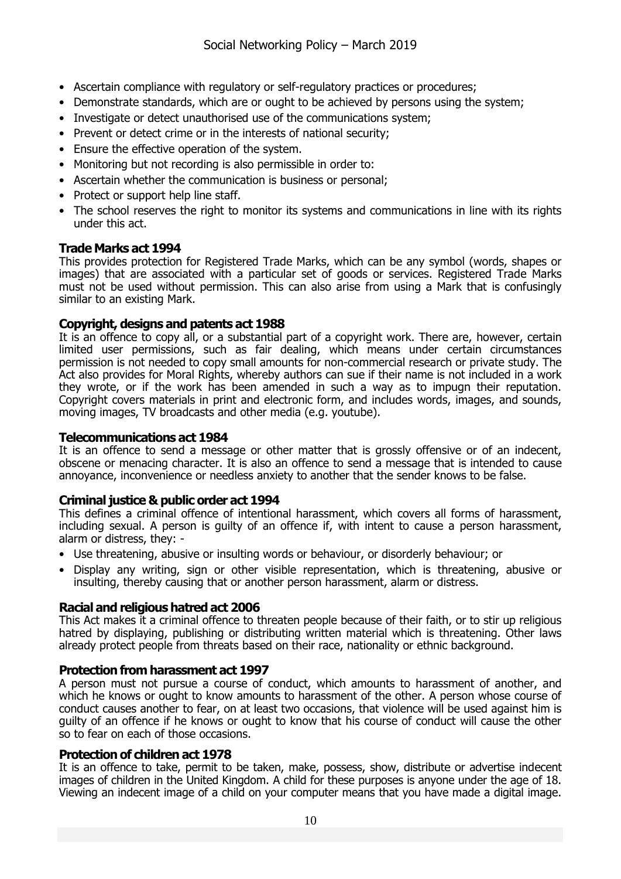- Ascertain compliance with regulatory or self-regulatory practices or procedures;
- Demonstrate standards, which are or ought to be achieved by persons using the system;
- Investigate or detect unauthorised use of the communications system;
- Prevent or detect crime or in the interests of national security;
- Ensure the effective operation of the system.
- Monitoring but not recording is also permissible in order to:
- Ascertain whether the communication is business or personal;
- Protect or support help line staff.
- The school reserves the right to monitor its systems and communications in line with its rights under this act.

**Trade Marks act 1994**

This provides protection for Registered Trade Marks, which can be any symbol (words, shapes or images) that are associated with a particular set of goods or services. Registered Trade Marks must not be used without permission. This can also arise from using a Mark that is confusingly similar to an existing Mark.

**Copyright, designs and patents act 1988**

It is an offence to copy all, or a substantial part of a copyright work. There are, however, certain limited user permissions, such as fair dealing, which means under certain circumstances permission is not needed to copy small amounts for non-commercial research or private study. The Act also provides for Moral Rights, whereby authors can sue if their name is not included in a work they wrote, or if the work has been amended in such a way as to impugn their reputation. Copyright covers materials in print and electronic form, and includes words, images, and sounds, moving images, TV broadcasts and other media (e.g. youtube).

**Telecommunications act 1984**

It is an offence to send a message or other matter that is grossly offensive or of an indecent, obscene or menacing character. It is also an offence to send a message that is intended to cause annoyance, inconvenience or needless anxiety to another that the sender knows to be false.

**Criminal justice & public order act 1994**

This defines a criminal offence of intentional harassment, which covers all forms of harassment, including sexual. A person is guilty of an offence if, with intent to cause a person harassment, alarm or distress, they: -

- Use threatening, abusive or insulting words or behaviour, or disorderly behaviour; or
- Display any writing, sign or other visible representation, which is threatening, abusive or insulting, thereby causing that or another person harassment, alarm or distress.

**Racial and religious hatred act 2006**

This Act makes it a criminal offence to threaten people because of their faith, or to stir up religious hatred by displaying, publishing or distributing written material which is threatening. Other laws already protect people from threats based on their race, nationality or ethnic background.

**Protection from harassment act 1997**

A person must not pursue a course of conduct, which amounts to harassment of another, and which he knows or ought to know amounts to harassment of the other. A person whose course of conduct causes another to fear, on at least two occasions, that violence will be used against him is guilty of an offence if he knows or ought to know that his course of conduct will cause the other so to fear on each of those occasions.

**Protection of children act 1978**

It is an offence to take, permit to be taken, make, possess, show, distribute or advertise indecent images of children in the United Kingdom. A child for these purposes is anyone under the age of 18. Viewing an indecent image of a child on your computer means that you have made a digital image.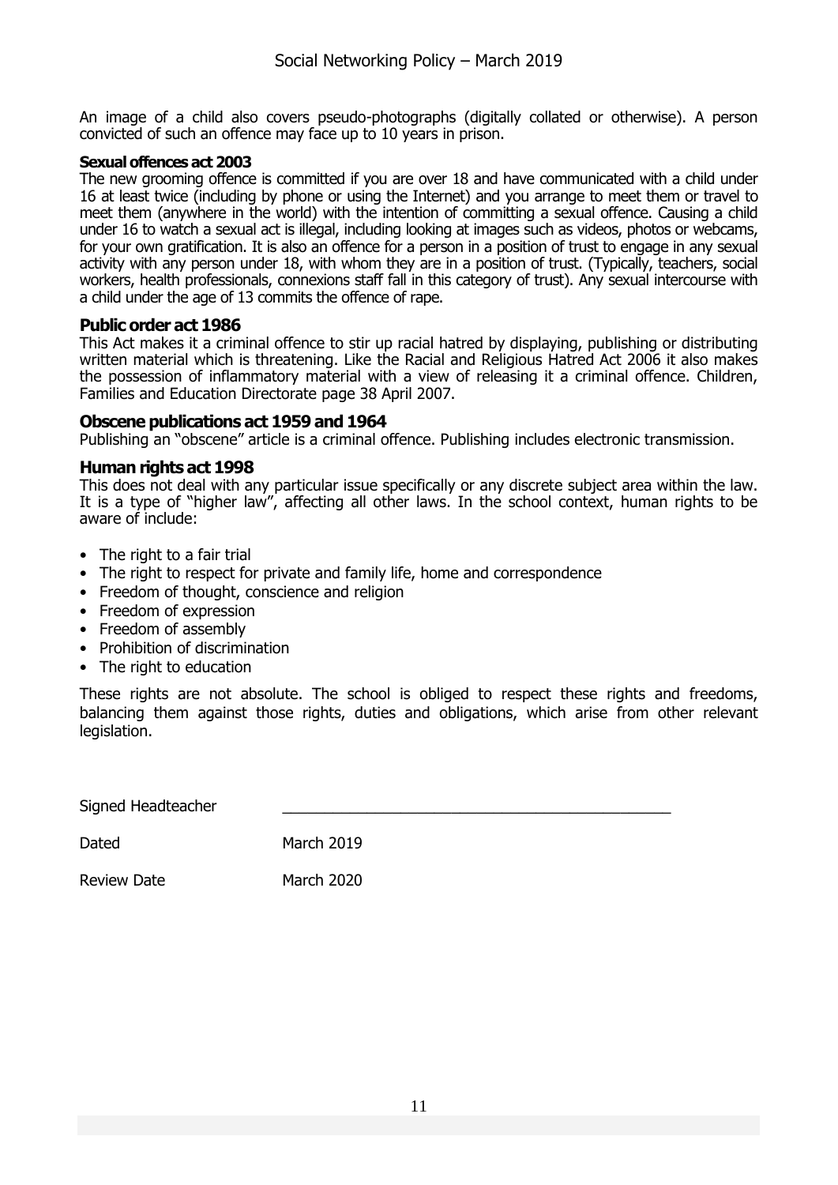An image of a child also covers pseudo-photographs (digitally collated or otherwise). A person convicted of such an offence may face up to 10 years in prison.

**Sexual offences act 2003**

The new grooming offence is committed if you are over 18 and have communicated with a child under 16 at least twice (including by phone or using the Internet) and you arrange to meet them or travel to meet them (anywhere in the world) with the intention of committing a sexual offence. Causing a child under 16 to watch a sexual act is illegal, including looking at images such as videos, photos or webcams, for your own gratification. It is also an offence for a person in a position of trust to engage in any sexual activity with any person under 18, with whom they are in a position of trust. (Typically, teachers, social workers, health professionals, connexions staff fall in this category of trust). Any sexual intercourse with a child under the age of 13 commits the offence of rape.

### Public order act 1986

This Act makes it a criminal offence to stir up racial hatred by displaying, publishing or distributing written material which is threatening. Like the Racial and Religious Hatred Act 2006 it also makes the possession of inflammatory material with a view of releasing it a criminal offence. Children, Families and Education Directorate page 38 April 2007.

### Obscene publications act 1959 and 1964

Publishing an "obscene" article is a criminal offence. Publishing includes electronic transmission.

### Human rights act 1998

This does not deal with any particular issue specifically or any discrete subject area within the law. It is a type of "higher law", affecting all other laws. In the school context, human rights to be aware of include:

- The right to a fair trial
- The right to respect for private and family life, home and correspondence
- Freedom of thought, conscience and religion
- Freedom of expression
- Freedom of assembly
- Prohibition of discrimination
- The right to education

These rights are not absolute. The school is obliged to respect these rights and freedoms, balancing them against those rights, duties and obligations, which arise from other relevant legislation.

Signed Headteacher \_\_\_\_\_\_\_\_\_\_\_\_\_\_\_\_\_\_\_\_\_\_\_\_\_\_\_\_\_\_\_\_\_\_\_\_\_\_\_\_\_\_\_\_

Dated March 2019

Review Date March 2020